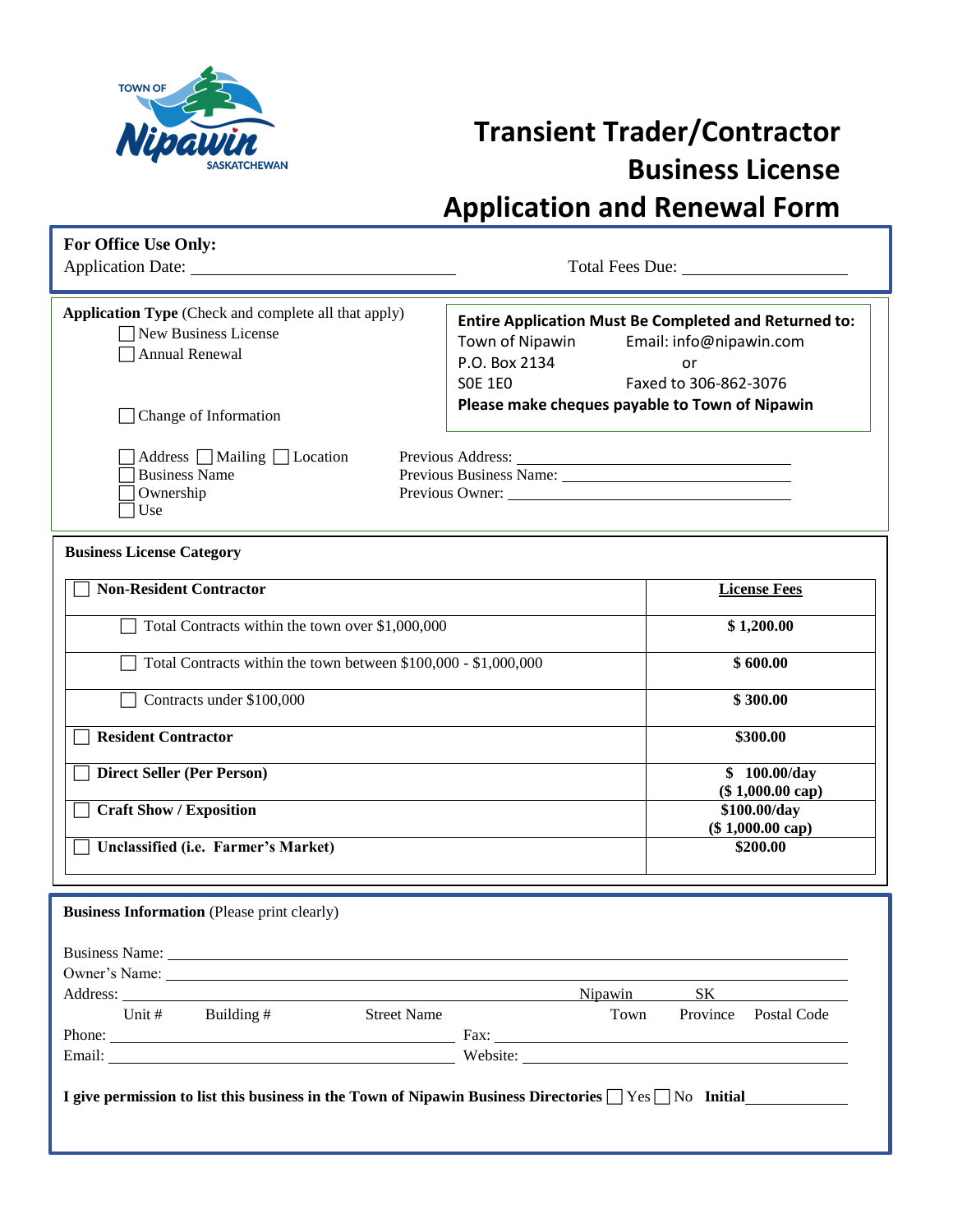TOWN OF **Nipawin** SASKATCHEWAN

# Transient Trader/Contractor Business License Application and Renewal Form

**For Office Use Only:**

Application Date: ______________________ Total Fees Due: ______________

**Application Type** (Check and complete all that apply)

- ☐ New Business License
- ☐ Annual Renewal
- ☐ Change of Information

**Entire Application Must Be Completed and Returned to:**
Town of Nipawin
P.O. Box 2134
S0E 1E0
Email: info@nipawin.com
or
Faxed to 306-862-3076
**Please make cheques payable to Town of Nipawin**

- ☐ Address ☐ Mailing ☐ Location
- ☐ Business Name
- ☐ Ownership
- ☐ Use

Previous Address: ______________________
Previous Business Name: ______________________
Previous Owner: ______________________

**Business License Category**

| | **License Fees** |
|---|---|
| ☐ **Non-Resident Contractor** | |
| ☐ Total Contracts within the town over $1,000,000 | **$ 1,200.00** |
| ☐ Total Contracts within the town between $100,000 - $1,000,000 | **$ 600.00** |
| ☐ Contracts under $100,000 | **$ 300.00** |
| ☐ **Resident Contractor** | **$300.00** |
| ☐ **Direct Seller (Per Person)** | **$ 100.00/day ($ 1,000.00 cap)** |
| ☐ **Craft Show / Exposition** | **$100.00/day ($ 1,000.00 cap)** |
| ☐ **Unclassified (i.e. Farmer's Market)** | **$200.00** |

**Business Information** (Please print clearly)

Business Name: ______________________

Owner's Name: ______________________

Address: ______________________ Nipawin SK ______

Unit # Building # Street Name Town Province Postal Code

Phone: ______________________ Fax: ______________________

Email: ______________________ Website: ______________________

**I give permission to list this business in the Town of Nipawin Business Directories** ☐ Yes ☐ No **Initial** ______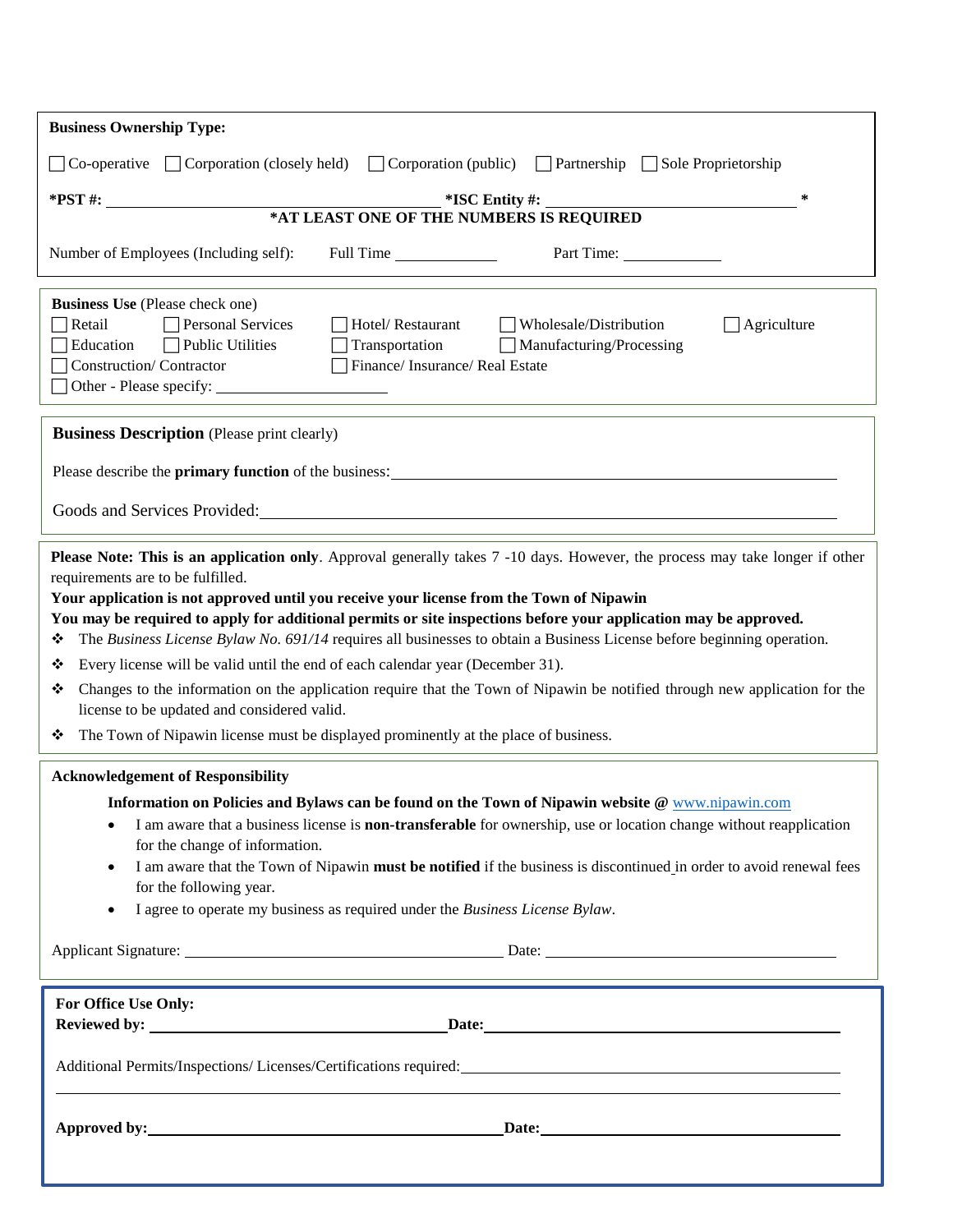**Business Ownership Type:**

☐ Co-operative ☐ Corporation (closely held) ☐ Corporation (public) ☐ Partnership ☐ Sole Proprietorship

***PST #:** ______________________ ***ISC Entity #:** ______________________ *

***AT LEAST ONE OF THE NUMBERS IS REQUIRED**

Number of Employees (Including self): Full Time ____________ Part Time: ____________

**Business Use** (Please check one)

☐ Retail ☐ Personal Services ☐ Hotel/ Restaurant ☐ Wholesale/Distribution ☐ Agriculture

☐ Education ☐ Public Utilities ☐ Transportation ☐ Manufacturing/Processing

☐ Construction/ Contractor ☐ Finance/ Insurance/ Real Estate

☐ Other - Please specify: ______________________

**Business Description** (Please print clearly)

Please describe the **primary function** of the business: ______________________

Goods and Services Provided: ______________________

**Please Note: This is an application only**. Approval generally takes 7 -10 days. However, the process may take longer if other requirements are to be fulfilled.

**Your application is not approved until you receive your license from the Town of Nipawin**

**You may be required to apply for additional permits or site inspections before your application may be approved.**

- The *Business License Bylaw No. 691/14* requires all businesses to obtain a Business License before beginning operation.
- Every license will be valid until the end of each calendar year (December 31).
- Changes to the information on the application require that the Town of Nipawin be notified through new application for the license to be updated and considered valid.
- The Town of Nipawin license must be displayed prominently at the place of business.

**Acknowledgement of Responsibility**

**Information on Policies and Bylaws can be found on the Town of Nipawin website @** www.nipawin.com

- I am aware that a business license is **non-transferable** for ownership, use or location change without reapplication for the change of information.
- I am aware that the Town of Nipawin **must be notified** if the business is discontinued in order to avoid renewal fees for the following year.
- I agree to operate my business as required under the *Business License Bylaw*.

Applicant Signature: ______________________ Date: ______________________

**For Office Use Only:**

**Reviewed by:** ______________________ **Date:** ______________________

Additional Permits/Inspections/ Licenses/Certifications required: ______________________

**Approved by:** ______________________ **Date:** ______________________